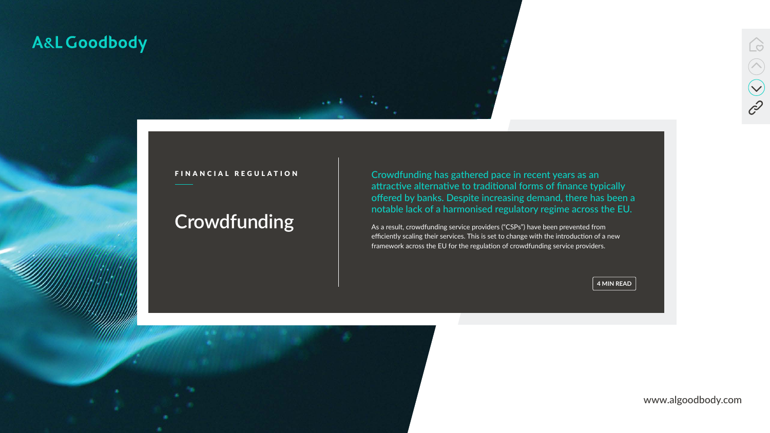A&L Goodbody

FINANCIAL REGULATION

# Crowdfunding

**Crowdfunding has gathered pace in recent years as an attractive alternative to traditional forms of finance typically offered by banks. Despite increasing demand, there has been a notable lack of a harmonised regulatory regime across the EU.**

As a result, crowdfunding service providers ("CSPs") have been prevented from efficiently scaling their services. This is set to change with the introduction of a new framework across the EU for the regulation of crowdfunding service providers.

4 MIN READ

www.algoodbody.com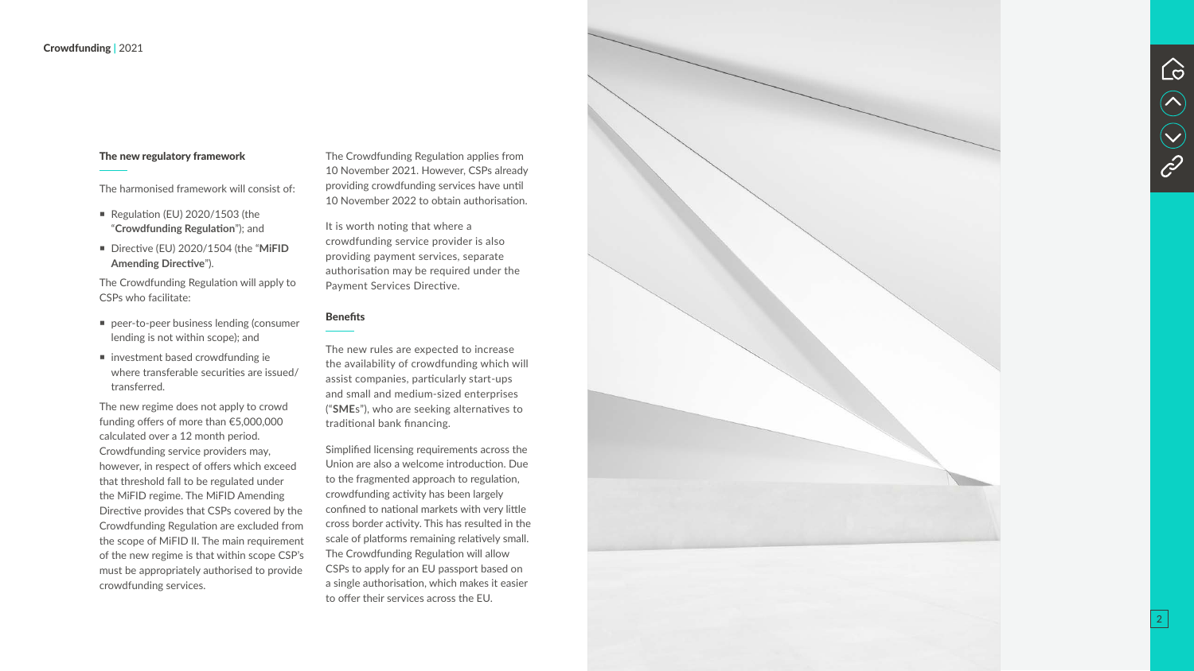### The new regulatory framework

The harmonised framework will consist of:

- Regulation (EU) 2020/1503 (the "**Crowdfunding Regulation**"); and
- Directive (EU) 2020/1504 (the "**MiFID Amending Directive**").

The Crowdfunding Regulation will apply to CSPs who facilitate:

- peer-to-peer business lending (consumer lending is not within scope); and
- investment based crowdfunding ie where transferable securities are issued/transferred.

The new regime does not apply to crowd funding offers of more than €5,000,000 calculated over a 12 month period. Crowdfunding service providers may, however, in respect of offers which exceed that threshold fall to be regulated under the MiFID regime. The MiFID Amending Directive provides that CSPs covered by the Crowdfunding Regulation are excluded from the scope of MiFID II. The main requirement of the new regime is that within scope CSP's must be appropriately authorised to provide crowdfunding services.

The Crowdfunding Regulation applies from 10 November 2021. However, CSPs already providing crowdfunding services have until 10 November 2022 to obtain authorisation.

It is worth noting that where a crowdfunding service provider is also providing payment services, separate authorisation may be required under the Payment Services Directive.

### Benefits

The new rules are expected to increase the availability of crowdfunding which will assist companies, particularly start-ups and small and medium-sized enterprises ("**SMEs**"), who are seeking alternatives to traditional bank financing.

Simplified licensing requirements across the Union are also a welcome introduction. Due to the fragmented approach to regulation, crowdfunding activity has been largely confined to national markets with very little cross border activity. This has resulted in the scale of platforms remaining relatively small. The Crowdfunding Regulation will allow CSPs to apply for an EU passport based on a single authorisation, which makes it easier to offer their services across the EU.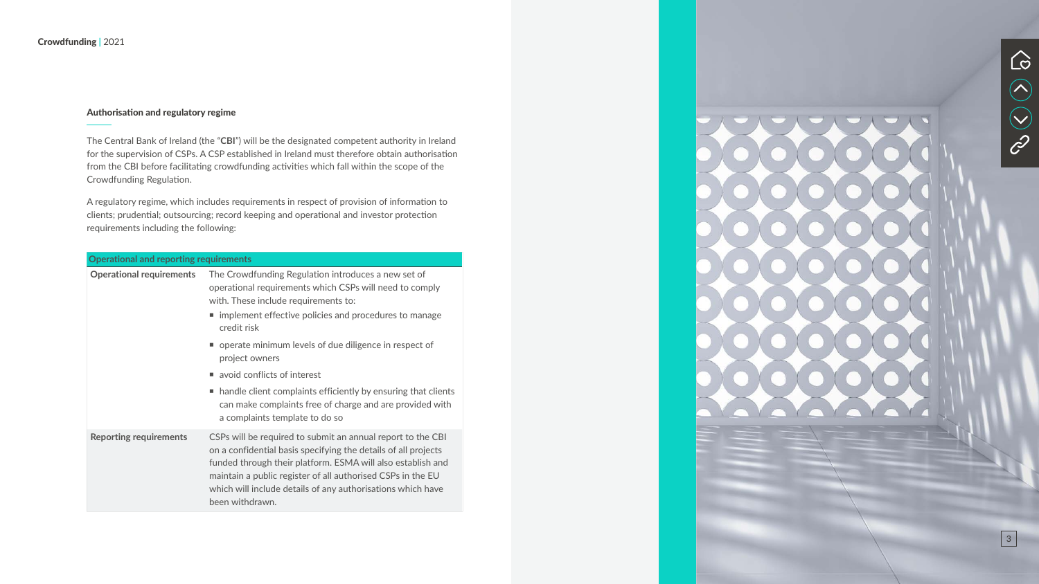### Authorisation and regulatory regime

The Central Bank of Ireland (the "**CBI**") will be the designated competent authority in Ireland for the supervision of CSPs. A CSP established in Ireland must therefore obtain authorisation from the CBI before facilitating crowdfunding activities which fall within the scope of the Crowdfunding Regulation.

A regulatory regime, which includes requirements in respect of provision of information to clients; prudential; outsourcing; record keeping and operational and investor protection requirements including the following:

| **Operational and reporting requirements** | |
|---|---|
| **Operational requirements** | The Crowdfunding Regulation introduces a new set of operational requirements which CSPs will need to comply with. These include requirements to: <br>▪ implement effective policies and procedures to manage credit risk <br>▪ operate minimum levels of due diligence in respect of project owners <br>▪ avoid conflicts of interest <br>▪ handle client complaints efficiently by ensuring that clients can make complaints free of charge and are provided with a complaints template to do so |
| **Reporting requirements** | CSPs will be required to submit an annual report to the CBI on a confidential basis specifying the details of all projects funded through their platform. ESMA will also establish and maintain a public register of all authorised CSPs in the EU which will include details of any authorisations which have been withdrawn. |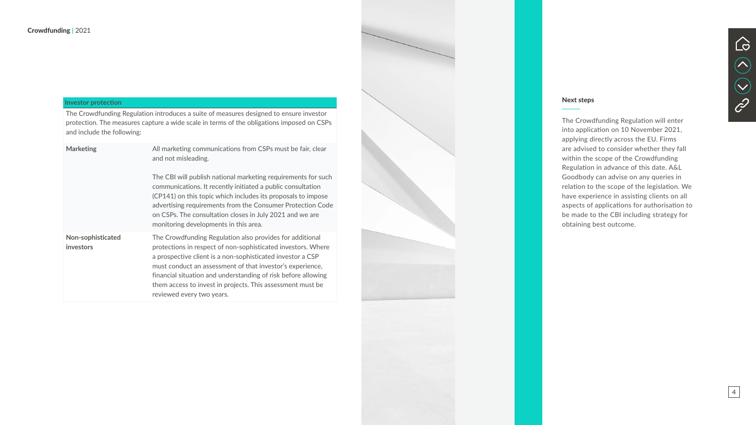| Investor protection | |
|---|---|
| The Crowdfunding Regulation introduces a suite of measures designed to ensure investor protection. The measures capture a wide scale in terms of the obligations imposed on CSPs and include the following: | |
| **Marketing** | All marketing communications from CSPs must be fair, clear and not misleading.<br><br>The CBI will publish national marketing requirements for such communications. It recently initiated a public consultation (CP141) on this topic which includes its proposals to impose advertising requirements from the Consumer Protection Code on CSPs. The consultation closes in July 2021 and we are monitoring developments in this area. |
| **Non-sophisticated investors** | The Crowdfunding Regulation also provides for additional protections in respect of non-sophisticated investors. Where a prospective client is a non-sophisticated investor a CSP must conduct an assessment of that investor's experience, financial situation and understanding of risk before allowing them access to invest in projects. This assessment must be reviewed every two years. |

## Next steps

The Crowdfunding Regulation will enter into application on 10 November 2021, applying directly across the EU. Firms are advised to consider whether they fall within the scope of the Crowdfunding Regulation in advance of this date. A&L Goodbody can advise on any queries in relation to the scope of the legislation. We have experience in assisting clients on all aspects of applications for authorisation to be made to the CBI including strategy for obtaining best outcome.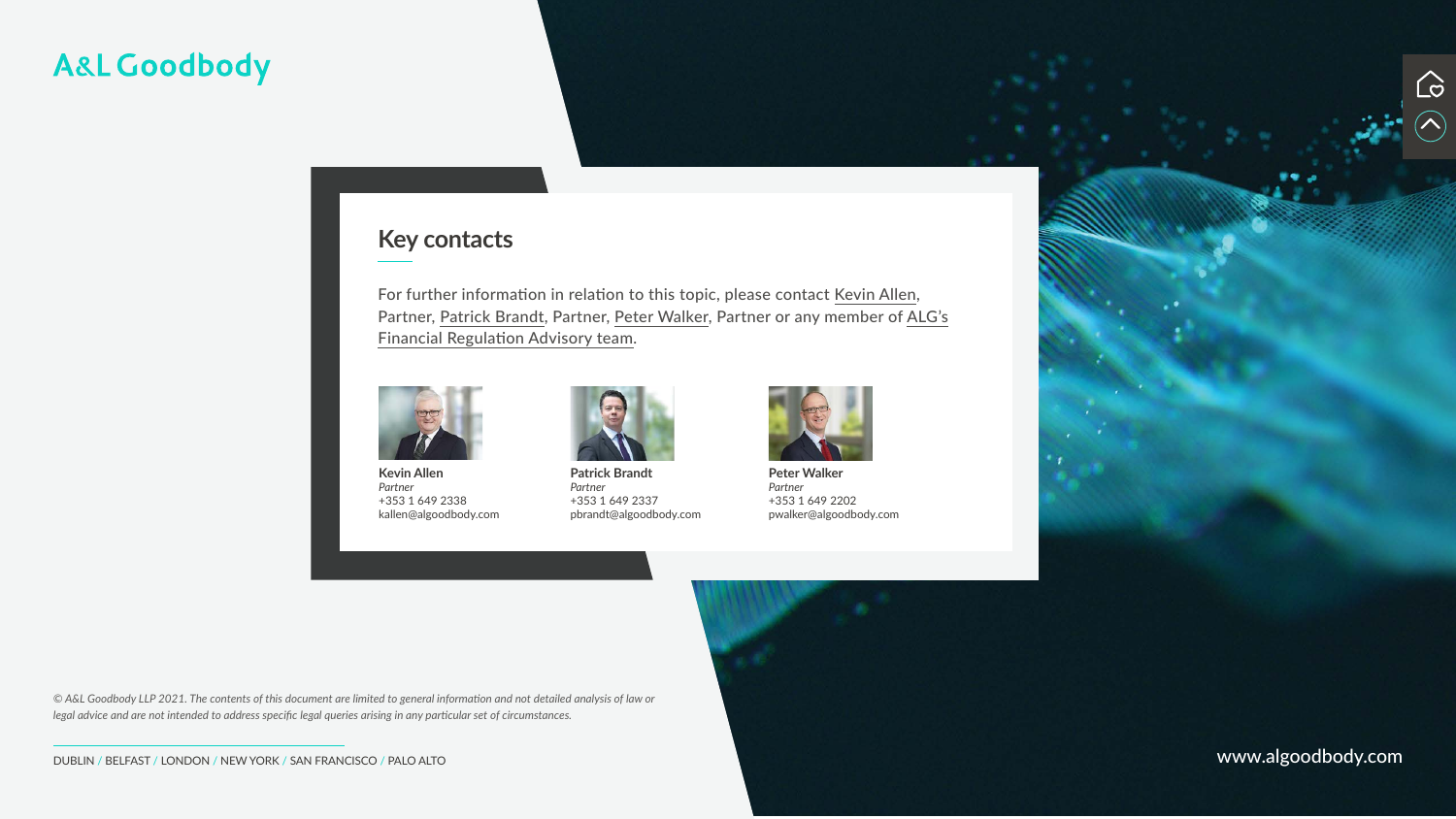## Key contacts

For further information in relation to this topic, please contact Kevin Allen, Partner, Patrick Brandt, Partner, Peter Walker, Partner or any member of ALG's Financial Regulation Advisory team.

**Kevin Allen**
*Partner*
+353 1 649 2338
kallen@algoodbody.com

**Patrick Brandt**
*Partner*
+353 1 649 2337
pbrandt@algoodbody.com

**Peter Walker**
*Partner*
+353 1 649 2202
pwalker@algoodbody.com

*© A&L Goodbody LLP 2021. The contents of this document are limited to general information and not detailed analysis of law or legal advice and are not intended to address specific legal queries arising in any particular set of circumstances.*

DUBLIN / BELFAST / LONDON / NEW YORK / SAN FRANCISCO / PALO ALTO

www.algoodbody.com